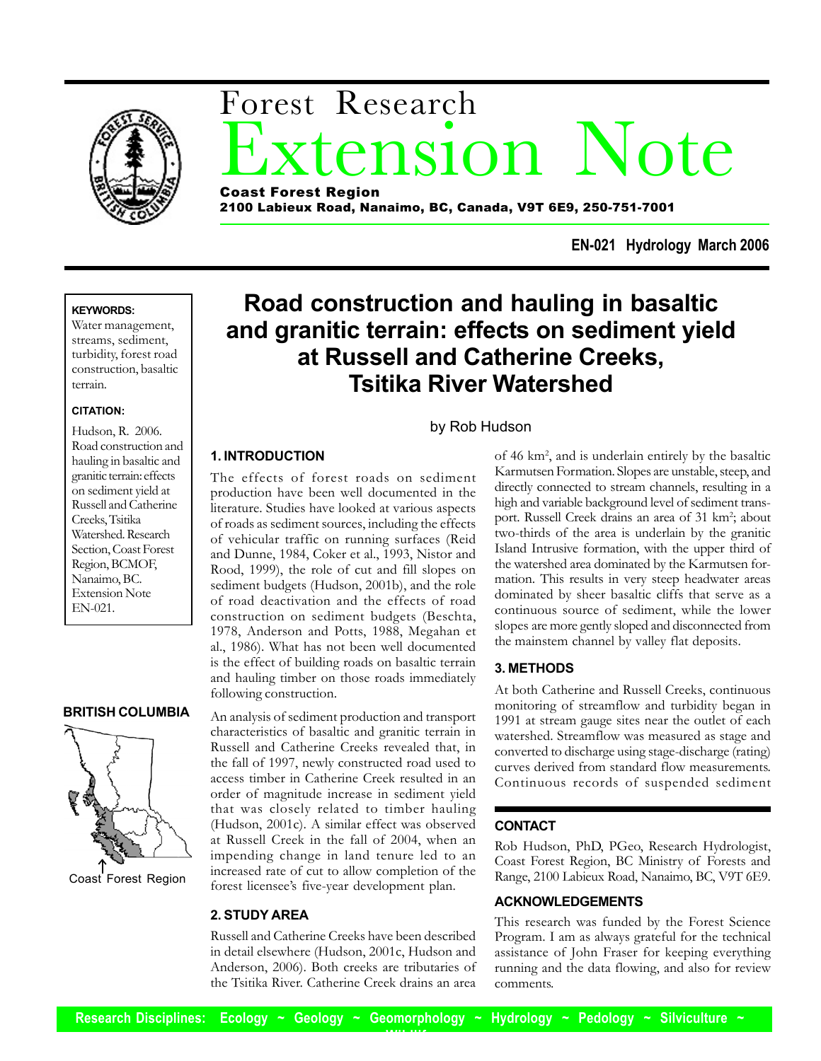# Forest Research Extension Note

**Coast Forest Region**
**2100 Labieux Road, Nanaimo, BC, Canada, V9T 6E9, 250-751-7001**

**EN-021 Hydrology March 2006**

**KEYWORDS:**
Water management, streams, sediment, turbidity, forest road construction, basaltic terrain.

**CITATION:**
Hudson, R. 2006. Road construction and hauling in basaltic and granitic terrain: effects on sediment yield at Russell and Catherine Creeks, Tsitika Watershed. Research Section, Coast Forest Region, BCMOF, Nanaimo, BC. Extension Note EN-021.

**BRITISH COLUMBIA**

Coast Forest Region

# Road construction and hauling in basaltic and granitic terrain: effects on sediment yield at Russell and Catherine Creeks, Tsitika River Watershed

by Rob Hudson

## 1. INTRODUCTION

The effects of forest roads on sediment production have been well documented in the literature. Studies have looked at various aspects of roads as sediment sources, including the effects of vehicular traffic on running surfaces (Reid and Dunne, 1984, Coker et al., 1993, Nistor and Rood, 1999), the role of cut and fill slopes on sediment budgets (Hudson, 2001b), and the role of road deactivation and the effects of road construction on sediment budgets (Beschta, 1978, Anderson and Potts, 1988, Megahan et al., 1986). What has not been well documented is the effect of building roads on basaltic terrain and hauling timber on those roads immediately following construction.

An analysis of sediment production and transport characteristics of basaltic and granitic terrain in Russell and Catherine Creeks revealed that, in the fall of 1997, newly constructed road used to access timber in Catherine Creek resulted in an order of magnitude increase in sediment yield that was closely related to timber hauling (Hudson, 2001c). A similar effect was observed at Russell Creek in the fall of 2004, when an impending change in land tenure led to an increased rate of cut to allow completion of the forest licensee's five-year development plan.

## 2. STUDY AREA

Russell and Catherine Creeks have been described in detail elsewhere (Hudson, 2001c, Hudson and Anderson, 2006). Both creeks are tributaries of the Tsitika River. Catherine Creek drains an area of 46 km$^2$, and is underlain entirely by the basaltic Karmutsen Formation. Slopes are unstable, steep, and directly connected to stream channels, resulting in a high and variable background level of sediment transport. Russell Creek drains an area of 31 km$^2$; about two-thirds of the area is underlain by the granitic Island Intrusive formation, with the upper third of the watershed area dominated by the Karmutsen formation. This results in very steep headwater areas dominated by sheer basaltic cliffs that serve as a continuous source of sediment, while the lower slopes are more gently sloped and disconnected from the mainstem channel by valley flat deposits.

## 3. METHODS

At both Catherine and Russell Creeks, continuous monitoring of streamflow and turbidity began in 1991 at stream gauge sites near the outlet of each watershed. Streamflow was measured as stage and converted to discharge using stage-discharge (rating) curves derived from standard flow measurements. Continuous records of suspended sediment

**CONTACT**

Rob Hudson, PhD, PGeo, Research Hydrologist, Coast Forest Region, BC Ministry of Forests and Range, 2100 Labieux Road, Nanaimo, BC, V9T 6E9.

**ACKNOWLEDGEMENTS**

This research was funded by the Forest Science Program. I am as always grateful for the technical assistance of John Fraser for keeping everything running and the data flowing, and also for review comments.

**Research Disciplines: Ecology ~ Geology ~ Geomorphology ~ Hydrology ~ Pedology ~ Silviculture ~**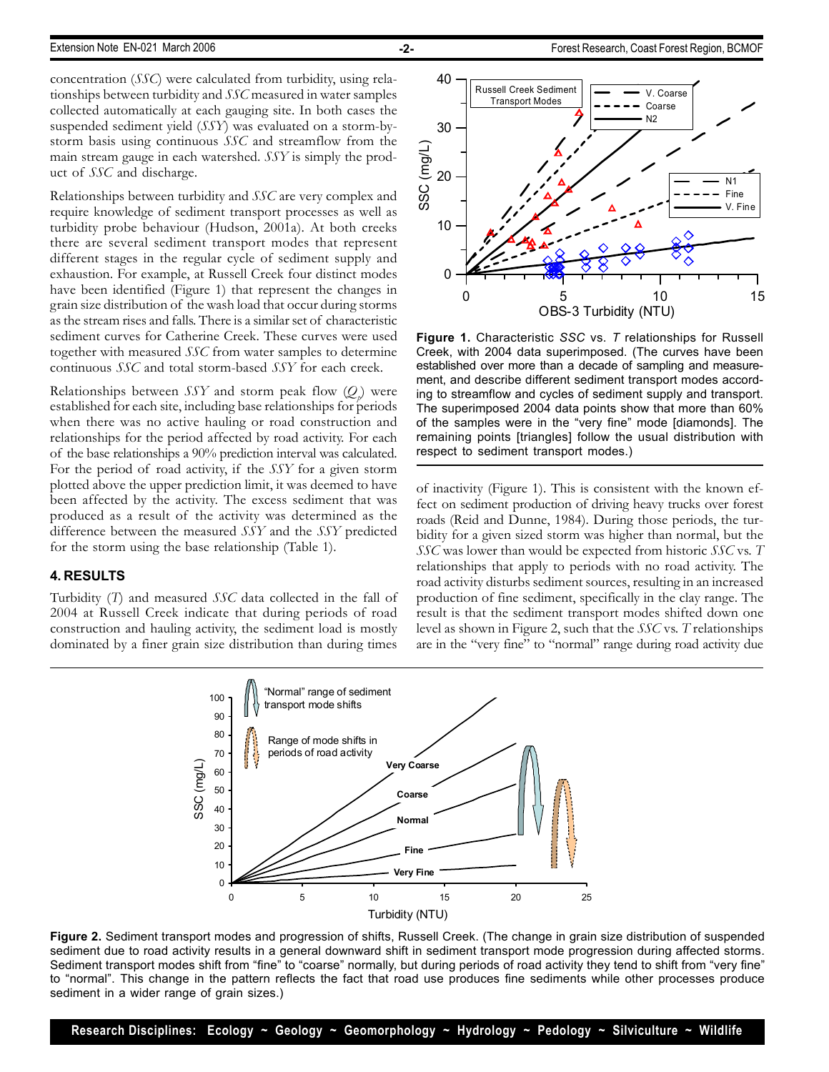concentration (*SSC*) were calculated from turbidity, using relationships between turbidity and *SSC* measured in water samples collected automatically at each gauging site. In both cases the suspended sediment yield (*SSY*) was evaluated on a storm-by-storm basis using continuous *SSC* and streamflow from the main stream gauge in each watershed. *SSY* is simply the product of *SSC* and discharge.

Relationships between turbidity and *SSC* are very complex and require knowledge of sediment transport processes as well as turbidity probe behaviour (Hudson, 2001a). At both creeks there are several sediment transport modes that represent different stages in the regular cycle of sediment supply and exhaustion. For example, at Russell Creek four distinct modes have been identified (Figure 1) that represent the changes in grain size distribution of the wash load that occur during storms as the stream rises and falls. There is a similar set of characteristic sediment curves for Catherine Creek. These curves were used together with measured *SSC* from water samples to determine continuous *SSC* and total storm-based *SSY* for each creek.

Relationships between *SSY* and storm peak flow ($Q_p$) were established for each site, including base relationships for periods when there was no active hauling or road construction and relationships for the period affected by road activity. For each of the base relationships a 90% prediction interval was calculated. For the period of road activity, if the *SSY* for a given storm plotted above the upper prediction limit, it was deemed to have been affected by the activity. The excess sediment that was produced as a result of the activity was determined as the difference between the measured *SSY* and the *SSY* predicted for the storm using the base relationship (Table 1).

### 4. RESULTS

Turbidity (*T*) and measured *SSC* data collected in the fall of 2004 at Russell Creek indicate that during periods of road construction and hauling activity, the sediment load is mostly dominated by a finer grain size distribution than during times of inactivity (Figure 1). This is consistent with the known effect on sediment production of driving heavy trucks over forest roads (Reid and Dunne, 1984). During those periods, the turbidity for a given sized storm was higher than normal, but the *SSC* was lower than would be expected from historic *SSC* vs. *T* relationships that apply to periods with no road activity. The road activity disturbs sediment sources, resulting in an increased production of fine sediment, specifically in the clay range. The result is that the sediment transport modes shifted down one level as shown in Figure 2, such that the *SSC* vs. *T* relationships are in the "very fine" to "normal" range during road activity due

Russell Creek Sediment Transport Modes
V. Coarse
Coarse
N2
N1
Fine
V. Fine
SSC (mg/L)
0
10
20
30
40
0
5
10
15
OBS-3 Turbidity (NTU)

**Figure 1.** Characteristic *SSC* vs. *T* relationships for Russell Creek, with 2004 data superimposed. (The curves have been established over more than a decade of sampling and measurement, and describe different sediment transport modes according to streamflow and cycles of sediment supply and transport. The superimposed 2004 data points show that more than 60% of the samples were in the "very fine" mode [diamonds]. The remaining points [triangles] follow the usual distribution with respect to sediment transport modes.)

"Normal" range of sediment transport mode shifts
Range of mode shifts in periods of road activity
Very Coarse
Coarse
Normal
Fine
Very Fine
SSC (mg/L)
0
10
20
30
40
50
60
70
80
90
100
0
5
10
15
20
25
Turbidity (NTU)

**Figure 2.** Sediment transport modes and progression of shifts, Russell Creek. (The change in grain size distribution of suspended sediment due to road activity results in a general downward shift in sediment transport mode progression during affected storms. Sediment transport modes shift from "fine" to "coarse" normally, but during periods of road activity they tend to shift from "very fine" to "normal". This change in the pattern reflects the fact that road use produces fine sediments while other processes produce sediment in a wider range of grain sizes.)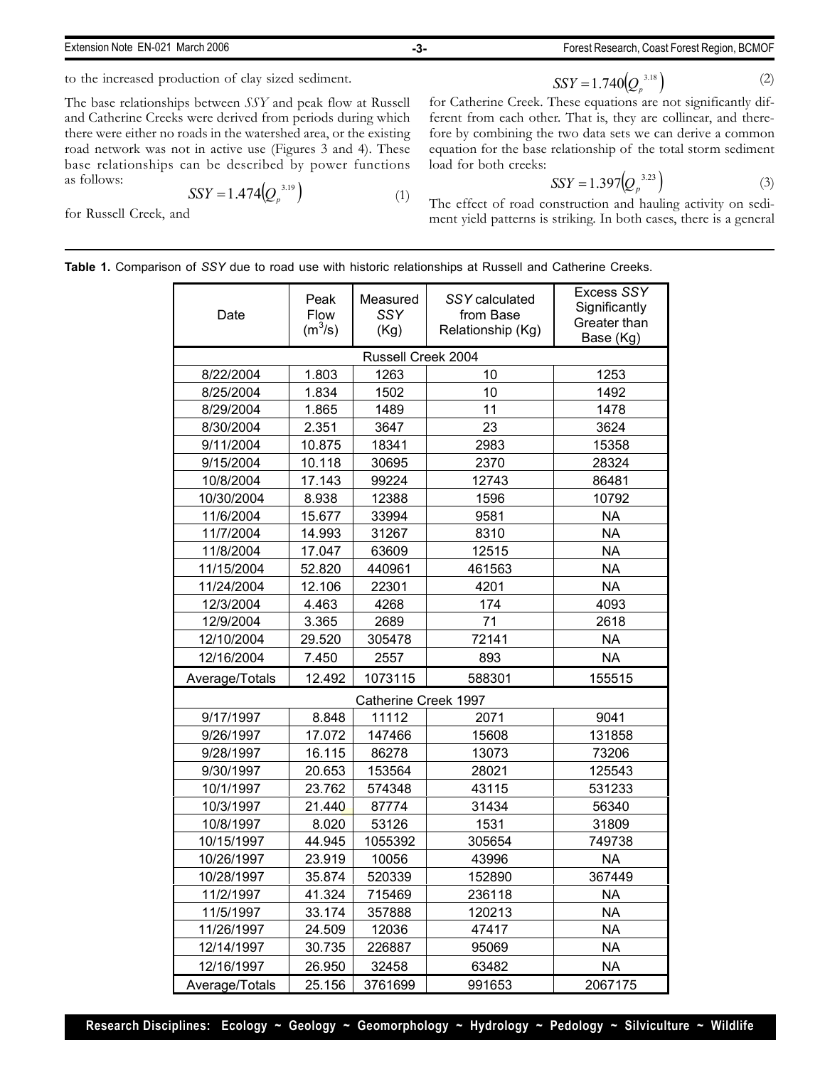to the increased production of clay sized sediment.

The base relationships between *SSY* and peak flow at Russell and Catherine Creeks were derived from periods during which there were either no roads in the watershed area, or the existing road network was not in active use (Figures 3 and 4). These base relationships can be described by power functions as follows:

$$SSY = 1.474\left(Q_p^{\ 3.19}\right) \tag{1}$$

for Russell Creek, and

$$SSY = 1.740\left(Q_p^{\ 3.18}\right) \tag{2}$$

for Catherine Creek. These equations are not significantly different from each other. That is, they are collinear, and therefore by combining the two data sets we can derive a common equation for the base relationship of the total storm sediment load for both creeks:

$$SSY = 1.397\left(Q_p^{\ 3.23}\right) \tag{3}$$

The effect of road construction and hauling activity on sediment yield patterns is striking. In both cases, there is a general

**Table 1.** Comparison of *SSY* due to road use with historic relationships at Russell and Catherine Creeks.

| Date | Peak Flow ($m^3/s$) | Measured *SSY* (Kg) | *SSY* calculated from Base Relationship (Kg) | Excess *SSY* Significantly Greater than Base (Kg) |
|---|---|---|---|---|
| Russell Creek 2004 | | | | |
| 8/22/2004 | 1.803 | 1263 | 10 | 1253 |
| 8/25/2004 | 1.834 | 1502 | 10 | 1492 |
| 8/29/2004 | 1.865 | 1489 | 11 | 1478 |
| 8/30/2004 | 2.351 | 3647 | 23 | 3624 |
| 9/11/2004 | 10.875 | 18341 | 2983 | 15358 |
| 9/15/2004 | 10.118 | 30695 | 2370 | 28324 |
| 10/8/2004 | 17.143 | 99224 | 12743 | 86481 |
| 10/30/2004 | 8.938 | 12388 | 1596 | 10792 |
| 11/6/2004 | 15.677 | 33994 | 9581 | NA |
| 11/7/2004 | 14.993 | 31267 | 8310 | NA |
| 11/8/2004 | 17.047 | 63609 | 12515 | NA |
| 11/15/2004 | 52.820 | 440961 | 461563 | NA |
| 11/24/2004 | 12.106 | 22301 | 4201 | NA |
| 12/3/2004 | 4.463 | 4268 | 174 | 4093 |
| 12/9/2004 | 3.365 | 2689 | 71 | 2618 |
| 12/10/2004 | 29.520 | 305478 | 72141 | NA |
| 12/16/2004 | 7.450 | 2557 | 893 | NA |
| Average/Totals | 12.492 | 1073115 | 588301 | 155515 |
| Catherine Creek 1997 | | | | |
| 9/17/1997 | 8.848 | 11112 | 2071 | 9041 |
| 9/26/1997 | 17.072 | 147466 | 15608 | 131858 |
| 9/28/1997 | 16.115 | 86278 | 13073 | 73206 |
| 9/30/1997 | 20.653 | 153564 | 28021 | 125543 |
| 10/1/1997 | 23.762 | 574348 | 43115 | 531233 |
| 10/3/1997 | 21.440 | 87774 | 31434 | 56340 |
| 10/8/1997 | 8.020 | 53126 | 1531 | 31809 |
| 10/15/1997 | 44.945 | 1055392 | 305654 | 749738 |
| 10/26/1997 | 23.919 | 10056 | 43996 | NA |
| 10/28/1997 | 35.874 | 520339 | 152890 | 367449 |
| 11/2/1997 | 41.324 | 715469 | 236118 | NA |
| 11/5/1997 | 33.174 | 357888 | 120213 | NA |
| 11/26/1997 | 24.509 | 12036 | 47417 | NA |
| 12/14/1997 | 30.735 | 226887 | 95069 | NA |
| 12/16/1997 | 26.950 | 32458 | 63482 | NA |
| Average/Totals | 25.156 | 3761699 | 991653 | 2067175 |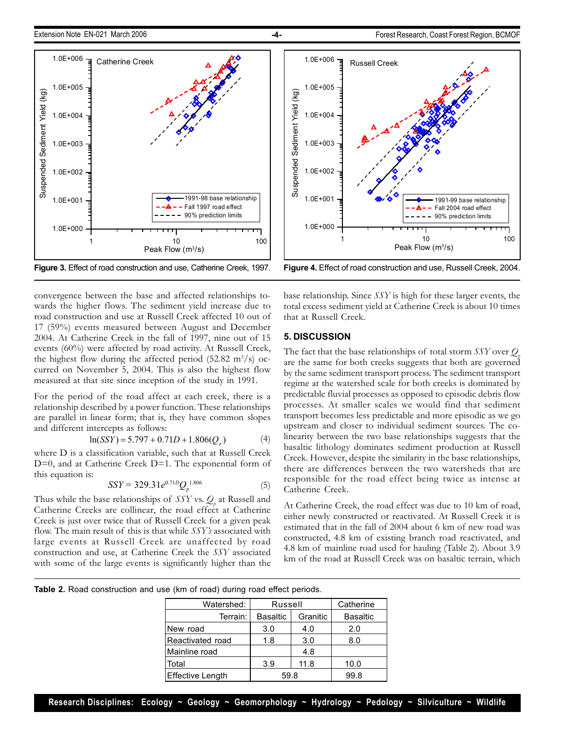Catherine Creek

1.0E+006
1.0E+005
1.0E+004
1.0E+003
1.0E+002
1.0E+001
1.0E+000

Suspended Sediment Yield (kg)

1
10
100

Peak Flow (m³/s)

1991-98 base relationship
Fall 1997 road effect
90% prediction limits

**Figure 3.** Effect of road construction and use, Catherine Creek, 1997.

Russell Creek

1.0E+006
1.0E+005
1.0E+004
1.0E+003
1.0E+002
1.0E+001
1.0E+000

Suspended Sediment Yield (kg)

1
10
100

Peak Flow (m³/s)

1991-99 base relationship
Fall 2004 road effect
90% prediction limits

**Figure 4.** Effect of road construction and use, Russell Creek, 2004.

convergence between the base and affected relationships towards the higher flows. The sediment yield increase due to road construction and use at Russell Creek affected 10 out of 17 (59%) events measured between August and December 2004. At Catherine Creek in the fall of 1997, nine out of 15 events (60%) were affected by road activity. At Russell Creek, the highest flow during the affected period (52.82 $m^3/s$) occurred on November 5, 2004. This is also the highest flow measured at that site since inception of the study in 1991.

For the period of the road affect at each creek, there is a relationship described by a power function. These relationships are parallel in linear form; that is, they have common slopes and different intercepts as follows:

$$\ln(SSY) = 5.797 + 0.71D + 1.806(Q_p) \qquad (4)$$

where D is a classification variable, such that at Russell Creek D=0, and at Catherine Creek D=1. The exponential form of this equation is:

$$SSY = 329.31e^{0.71D}Q_p^{\,1.806} \qquad (5)$$

Thus while the base relationships of $SSY$ vs. $Q_p$ at Russell and Catherine Creeks are collinear, the road effect at Catherine Creek is just over twice that of Russell Creek for a given peak flow. The main result of this is that while $SSY$'s associated with large events at Russell Creek are unaffected by road construction and use, at Catherine Creek the $SSY$ associated with some of the large events is significantly higher than the base relationship. Since $SSY$ is high for these larger events, the total excess sediment yield at Catherine Creek is about 10 times that at Russell Creek.

## 5. DISCUSSION

The fact that the base relationships of total storm $SSY$ over $Q_p$ are the same for both creeks suggests that both are governed by the same sediment transport process. The sediment transport regime at the watershed scale for both creeks is dominated by predictable fluvial processes as opposed to episodic debris flow processes. At smaller scales we would find that sediment transport becomes less predictable and more episodic as we go upstream and closer to individual sediment sources. The co-linearity between the two base relationships suggests that the basaltic lithology dominates sediment production at Russell Creek. However, despite the similarity in the base relationships, there are differences between the two watersheds that are responsible for the road effect being twice as intense at Catherine Creek.

At Catherine Creek, the road effect was due to 10 km of road, either newly constructed or reactivated. At Russell Creek it is estimated that in the fall of 2004 about 6 km of new road was constructed, 4.8 km of existing branch road reactivated, and 4.8 km of mainline road used for hauling (Table 2). About 3.9 km of the road at Russell Creek was on basaltic terrain, which

**Table 2.** Road construction and use (km of road) during road effect periods.

| Watershed: | Russell | | Catherine |
|---|---|---|---|
| Terrain: | Basaltic | Granitic | Basaltic |
| New road | 3.0 | 4.0 | 2.0 |
| Reactivated road | 1.8 | 3.0 | 8.0 |
| Mainline road | | 4.8 | |
| Total | 3.9 | 11.8 | 10.0 |
| Effective Length | 59.8 | | 99.8 |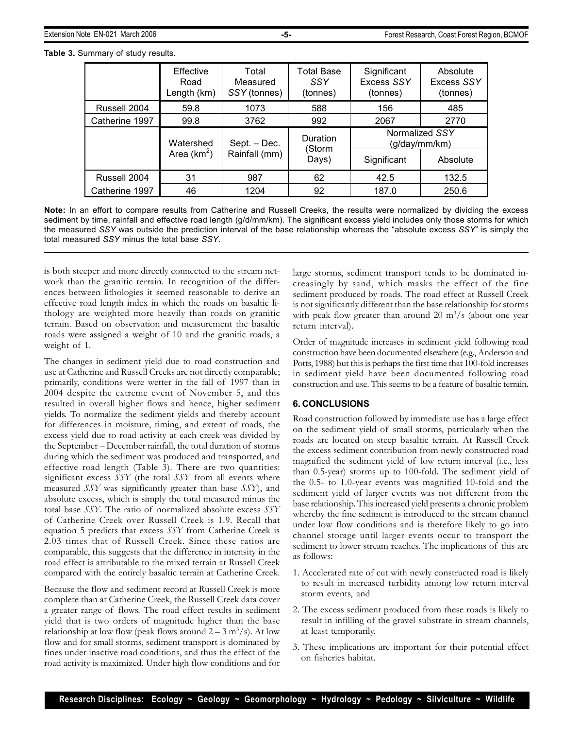**Table 3.** Summary of study results.

| | Effective Road Length (km) | Total Measured *SSY* (tonnes) | Total Base *SSY* (tonnes) | Significant Excess *SSY* (tonnes) | Absolute Excess *SSY* (tonnes) |
|---|---|---|---|---|---|
| Russell 2004 | 59.8 | 1073 | 588 | 156 | 485 |
| Catherine 1997 | 99.8 | 3762 | 992 | 2067 | 2770 |
| | Watershed Area ($km^2$) | Sept. – Dec. Rainfall (mm) | Duration (Storm Days) | Normalized *SSY* (g/day/mm/km) | |
| | | | | Significant | Absolute |
| Russell 2004 | 31 | 987 | 62 | 42.5 | 132.5 |
| Catherine 1997 | 46 | 1204 | 92 | 187.0 | 250.6 |

**Note:** In an effort to compare results from Catherine and Russell Creeks, the results were normalized by dividing the excess sediment by time, rainfall and effective road length (g/d/mm/km). The significant excess yield includes only those storms for which the measured *SSY* was outside the prediction interval of the base relationship whereas the "absolute excess *SSY*" is simply the total measured *SSY* minus the total base *SSY*.

is both steeper and more directly connected to the stream network than the granitic terrain. In recognition of the differences between lithologies it seemed reasonable to derive an effective road length index in which the roads on basaltic lithology are weighted more heavily than roads on granitic terrain. Based on observation and measurement the basaltic roads were assigned a weight of 10 and the granitic roads, a weight of 1.

The changes in sediment yield due to road construction and use at Catherine and Russell Creeks are not directly comparable; primarily, conditions were wetter in the fall of 1997 than in 2004 despite the extreme event of November 5, and this resulted in overall higher flows and hence, higher sediment yields. To normalize the sediment yields and thereby account for differences in moisture, timing, and extent of roads, the excess yield due to road activity at each creek was divided by the September – December rainfall, the total duration of storms during which the sediment was produced and transported, and effective road length (Table 3). There are two quantities: significant excess *SSY* (the total *SSY* from all events where measured *SSY* was significantly greater than base *SSY*), and absolute excess, which is simply the total measured minus the total base *SSY*. The ratio of normalized absolute excess *SSY* of Catherine Creek over Russell Creek is 1.9. Recall that equation 5 predicts that excess *SSY* from Catherine Creek is 2.03 times that of Russell Creek. Since these ratios are comparable, this suggests that the difference in intensity in the road effect is attributable to the mixed terrain at Russell Creek compared with the entirely basaltic terrain at Catherine Creek.

Because the flow and sediment record at Russell Creek is more complete than at Catherine Creek, the Russell Creek data cover a greater range of flows. The road effect results in sediment yield that is two orders of magnitude higher than the base relationship at low flow (peak flows around $2 - 3\ m^3/s$). At low flow and for small storms, sediment transport is dominated by fines under inactive road conditions, and thus the effect of the road activity is maximized. Under high flow conditions and for large storms, sediment transport tends to be dominated increasingly by sand, which masks the effect of the fine sediment produced by roads. The road effect at Russell Creek is not significantly different than the base relationship for storms with peak flow greater than around $20\ m^3/s$ (about one year return interval).

Order of magnitude increases in sediment yield following road construction have been documented elsewhere (e.g., Anderson and Potts, 1988) but this is perhaps the first time that 100-fold increases in sediment yield have been documented following road construction and use. This seems to be a feature of basaltic terrain.

## 6. CONCLUSIONS

Road construction followed by immediate use has a large effect on the sediment yield of small storms, particularly when the roads are located on steep basaltic terrain. At Russell Creek the excess sediment contribution from newly constructed road magnified the sediment yield of low return interval (i.e., less than 0.5-year) storms up to 100-fold. The sediment yield of the 0.5- to 1.0-year events was magnified 10-fold and the sediment yield of larger events was not different from the base relationship. This increased yield presents a chronic problem whereby the fine sediment is introduced to the stream channel under low flow conditions and is therefore likely to go into channel storage until larger events occur to transport the sediment to lower stream reaches. The implications of this are as follows:

1. Accelerated rate of cut with newly constructed road is likely to result in increased turbidity among low return interval storm events, and
2. The excess sediment produced from these roads is likely to result in infilling of the gravel substrate in stream channels, at least temporarily.
3. These implications are important for their potential effect on fisheries habitat.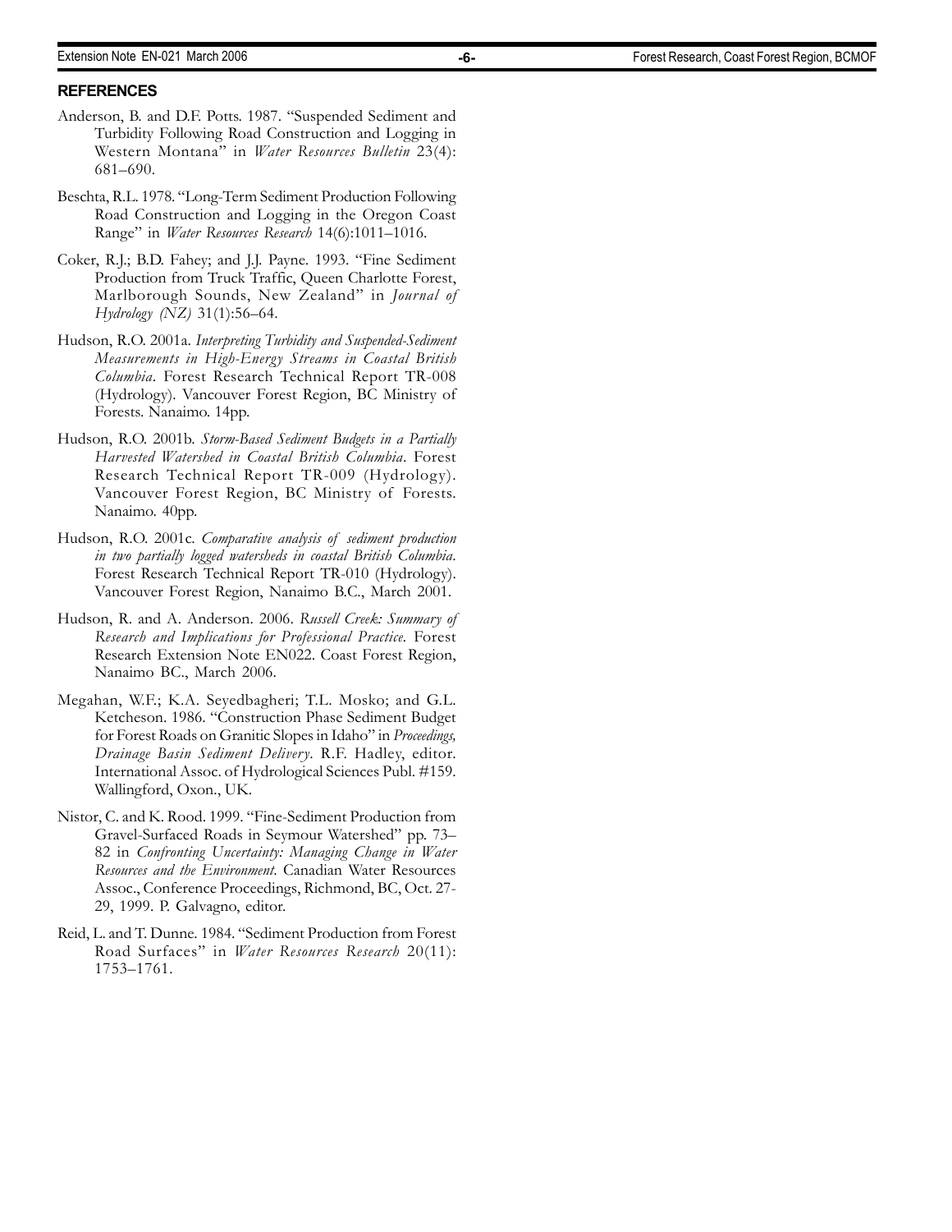## REFERENCES

Anderson, B. and D.F. Potts. 1987. "Suspended Sediment and Turbidity Following Road Construction and Logging in Western Montana" in *Water Resources Bulletin* 23(4): 681–690.

Beschta, R.L. 1978. "Long-Term Sediment Production Following Road Construction and Logging in the Oregon Coast Range" in *Water Resources Research* 14(6):1011–1016.

Coker, R.J.; B.D. Fahey; and J.J. Payne. 1993. "Fine Sediment Production from Truck Traffic, Queen Charlotte Forest, Marlborough Sounds, New Zealand" in *Journal of Hydrology (NZ)* 31(1):56–64.

Hudson, R.O. 2001a. *Interpreting Turbidity and Suspended-Sediment Measurements in High-Energy Streams in Coastal British Columbia*. Forest Research Technical Report TR-008 (Hydrology). Vancouver Forest Region, BC Ministry of Forests. Nanaimo. 14pp.

Hudson, R.O. 2001b. *Storm-Based Sediment Budgets in a Partially Harvested Watershed in Coastal British Columbia*. Forest Research Technical Report TR-009 (Hydrology). Vancouver Forest Region, BC Ministry of Forests. Nanaimo. 40pp.

Hudson, R.O. 2001c. *Comparative analysis of sediment production in two partially logged watersheds in coastal British Columbia*. Forest Research Technical Report TR-010 (Hydrology). Vancouver Forest Region, Nanaimo B.C., March 2001.

Hudson, R. and A. Anderson. 2006. *Russell Creek: Summary of Research and Implications for Professional Practice*. Forest Research Extension Note EN022. Coast Forest Region, Nanaimo BC., March 2006.

Megahan, W.F.; K.A. Seyedbagheri; T.L. Mosko; and G.L. Ketcheson. 1986. "Construction Phase Sediment Budget for Forest Roads on Granitic Slopes in Idaho" in *Proceedings, Drainage Basin Sediment Delivery*. R.F. Hadley, editor. International Assoc. of Hydrological Sciences Publ. #159. Wallingford, Oxon., UK.

Nistor, C. and K. Rood. 1999. "Fine-Sediment Production from Gravel-Surfaced Roads in Seymour Watershed" pp. 73–82 in *Confronting Uncertainty: Managing Change in Water Resources and the Environment.* Canadian Water Resources Assoc., Conference Proceedings, Richmond, BC, Oct. 27-29, 1999. P. Galvagno, editor.

Reid, L. and T. Dunne. 1984. "Sediment Production from Forest Road Surfaces" in *Water Resources Research* 20(11): 1753–1761.